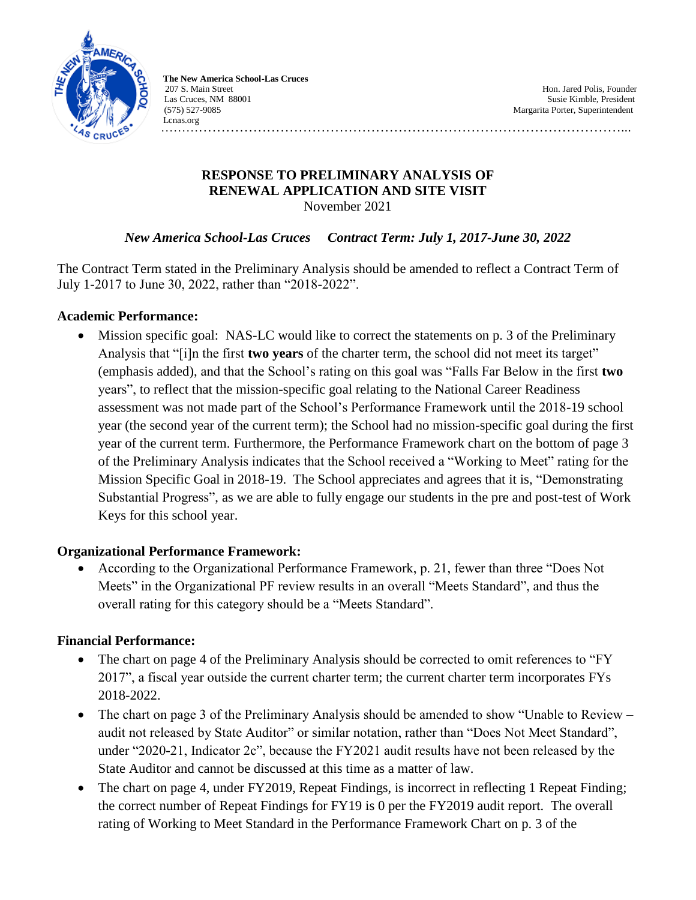**The New America School-Las Cruces**
207 S. Main Street
Las Cruces, NM 88001
(575) 527-9085
Lcnas.org

Hon. Jared Polis, Founder
Susie Kimble, President
Margarita Porter, Superintendent

## RESPONSE TO PRELIMINARY ANALYSIS OF RENEWAL APPLICATION AND SITE VISIT

November 2021

***New America School-Las Cruces Contract Term: July 1, 2017-June 30, 2022***

The Contract Term stated in the Preliminary Analysis should be amended to reflect a Contract Term of July 1-2017 to June 30, 2022, rather than "2018-2022".

### Academic Performance:

- Mission specific goal: NAS-LC would like to correct the statements on p. 3 of the Preliminary Analysis that "[i]n the first **two years** of the charter term, the school did not meet its target" (emphasis added), and that the School's rating on this goal was "Falls Far Below in the first **two** years", to reflect that the mission-specific goal relating to the National Career Readiness assessment was not made part of the School's Performance Framework until the 2018-19 school year (the second year of the current term); the School had no mission-specific goal during the first year of the current term. Furthermore, the Performance Framework chart on the bottom of page 3 of the Preliminary Analysis indicates that the School received a "Working to Meet" rating for the Mission Specific Goal in 2018-19. The School appreciates and agrees that it is, "Demonstrating Substantial Progress", as we are able to fully engage our students in the pre and post-test of Work Keys for this school year.

### Organizational Performance Framework:

- According to the Organizational Performance Framework, p. 21, fewer than three "Does Not Meets" in the Organizational PF review results in an overall "Meets Standard", and thus the overall rating for this category should be a "Meets Standard".

### Financial Performance:

- The chart on page 4 of the Preliminary Analysis should be corrected to omit references to "FY 2017", a fiscal year outside the current charter term; the current charter term incorporates FYs 2018-2022.
- The chart on page 3 of the Preliminary Analysis should be amended to show "Unable to Review – audit not released by State Auditor" or similar notation, rather than "Does Not Meet Standard", under "2020-21, Indicator 2c", because the FY2021 audit results have not been released by the State Auditor and cannot be discussed at this time as a matter of law.
- The chart on page 4, under FY2019, Repeat Findings, is incorrect in reflecting 1 Repeat Finding; the correct number of Repeat Findings for FY19 is 0 per the FY2019 audit report. The overall rating of Working to Meet Standard in the Performance Framework Chart on p. 3 of the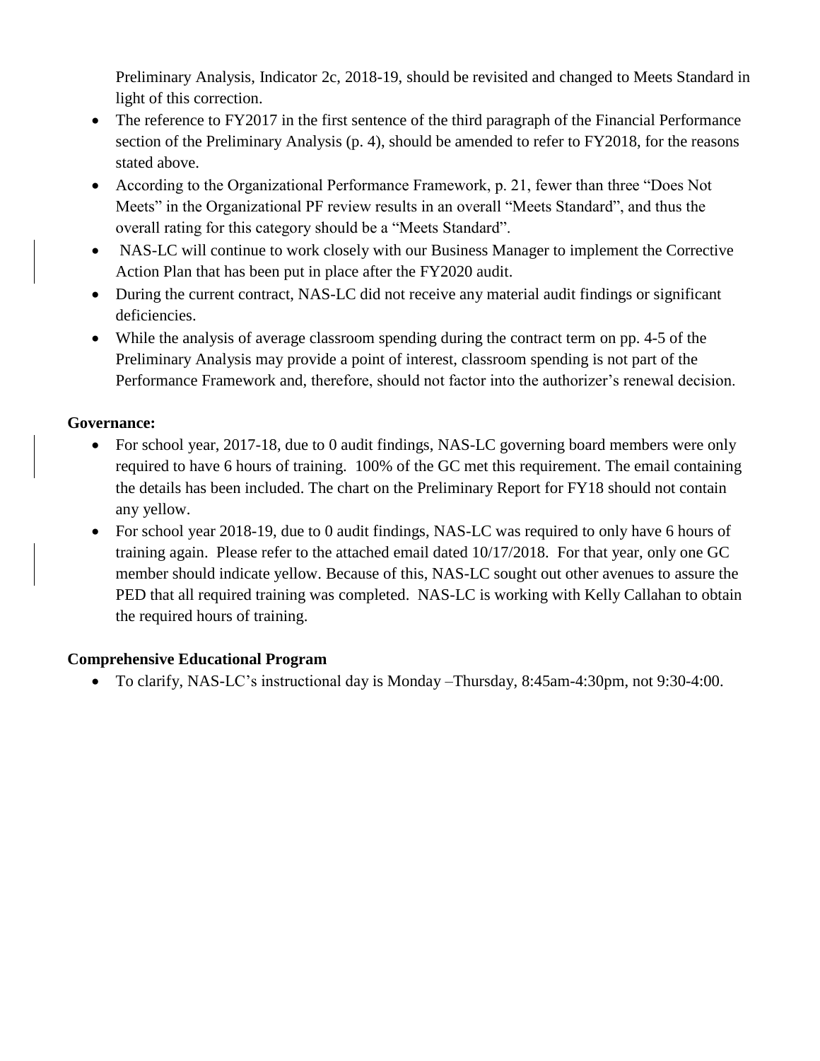Preliminary Analysis, Indicator 2c, 2018-19, should be revisited and changed to Meets Standard in light of this correction.

- The reference to FY2017 in the first sentence of the third paragraph of the Financial Performance section of the Preliminary Analysis (p. 4), should be amended to refer to FY2018, for the reasons stated above.
- According to the Organizational Performance Framework, p. 21, fewer than three "Does Not Meets" in the Organizational PF review results in an overall "Meets Standard", and thus the overall rating for this category should be a "Meets Standard".
- NAS-LC will continue to work closely with our Business Manager to implement the Corrective Action Plan that has been put in place after the FY2020 audit.
- During the current contract, NAS-LC did not receive any material audit findings or significant deficiencies.
- While the analysis of average classroom spending during the contract term on pp. 4-5 of the Preliminary Analysis may provide a point of interest, classroom spending is not part of the Performance Framework and, therefore, should not factor into the authorizer's renewal decision.

**Governance:**

- For school year, 2017-18, due to 0 audit findings, NAS-LC governing board members were only required to have 6 hours of training. 100% of the GC met this requirement. The email containing the details has been included. The chart on the Preliminary Report for FY18 should not contain any yellow.
- For school year 2018-19, due to 0 audit findings, NAS-LC was required to only have 6 hours of training again. Please refer to the attached email dated 10/17/2018. For that year, only one GC member should indicate yellow. Because of this, NAS-LC sought out other avenues to assure the PED that all required training was completed. NAS-LC is working with Kelly Callahan to obtain the required hours of training.

**Comprehensive Educational Program**

- To clarify, NAS-LC's instructional day is Monday –Thursday, 8:45am-4:30pm, not 9:30-4:00.